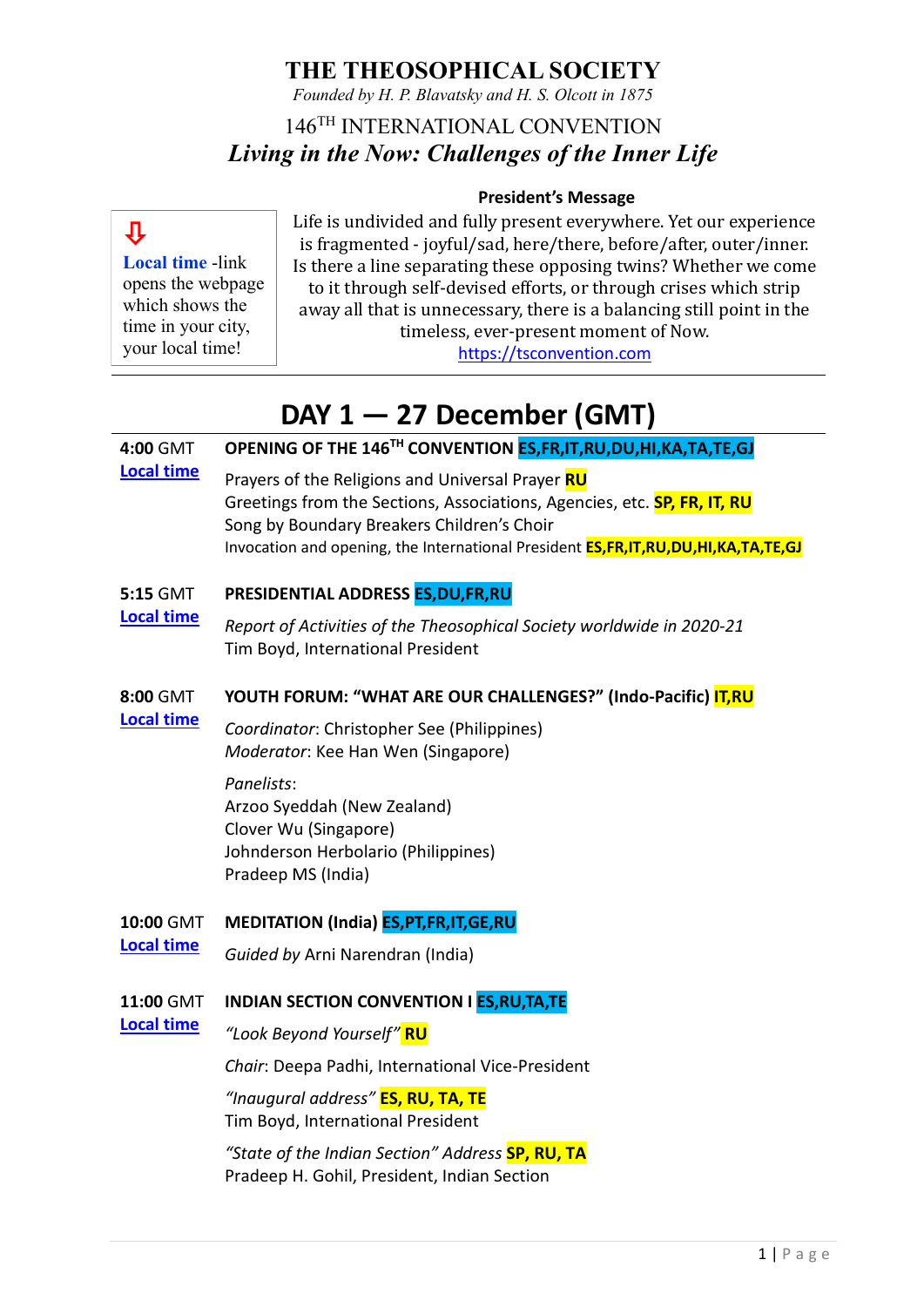# THE THEOSOPHICAL SOCIETY

*Founded by H. P. Blavatsky and H. S. Olcott in 1875*

## 146TH INTERNATIONAL CONVENTION

## *Living in the Now: Challenges of the Inner Life*

⇩ **Local time** -link opens the webpage which shows the time in your city, your local time!

**President's Message**

Life is undivided and fully present everywhere. Yet our experience is fragmented - joyful/sad, here/there, before/after, outer/inner. Is there a line separating these opposing twins? Whether we come to it through self-devised efforts, or through crises which strip away all that is unnecessary, there is a balancing still point in the timeless, ever-present moment of Now.

https://tsconvention.com

# DAY 1 — 27 December (GMT)

**4:00** GMT
Local time

**OPENING OF THE 146TH CONVENTION ES,FR,IT,RU,DU,HI,KA,TA,TE,GJ**

Prayers of the Religions and Universal Prayer **RU**
Greetings from the Sections, Associations, Agencies, etc. **SP, FR, IT, RU**
Song by Boundary Breakers Children's Choir
Invocation and opening, the International President **ES,FR,IT,RU,DU,HI,KA,TA,TE,GJ**

**5:15** GMT
Local time

**PRESIDENTIAL ADDRESS ES,DU,FR,RU**

*Report of Activities of the Theosophical Society worldwide in 2020-21*
Tim Boyd, International President

**8:00** GMT
Local time

**YOUTH FORUM: "WHAT ARE OUR CHALLENGES?" (Indo-Pacific) IT,RU**

*Coordinator*: Christopher See (Philippines)
*Moderator*: Kee Han Wen (Singapore)

*Panelists*:
Arzoo Syeddah (New Zealand)
Clover Wu (Singapore)
Johnderson Herbolario (Philippines)
Pradeep MS (India)

**10:00** GMT
Local time

**MEDITATION (India) ES,PT,FR,IT,GE,RU**

*Guided by* Arni Narendran (India)

**11:00** GMT
Local time

**INDIAN SECTION CONVENTION I ES,RU,TA,TE**

*"Look Beyond Yourself"* **RU**

*Chair*: Deepa Padhi, International Vice-President

*"Inaugural address"* **ES, RU, TA, TE**
Tim Boyd, International President

*"State of the Indian Section" Address* **SP, RU, TA**
Pradeep H. Gohil, President, Indian Section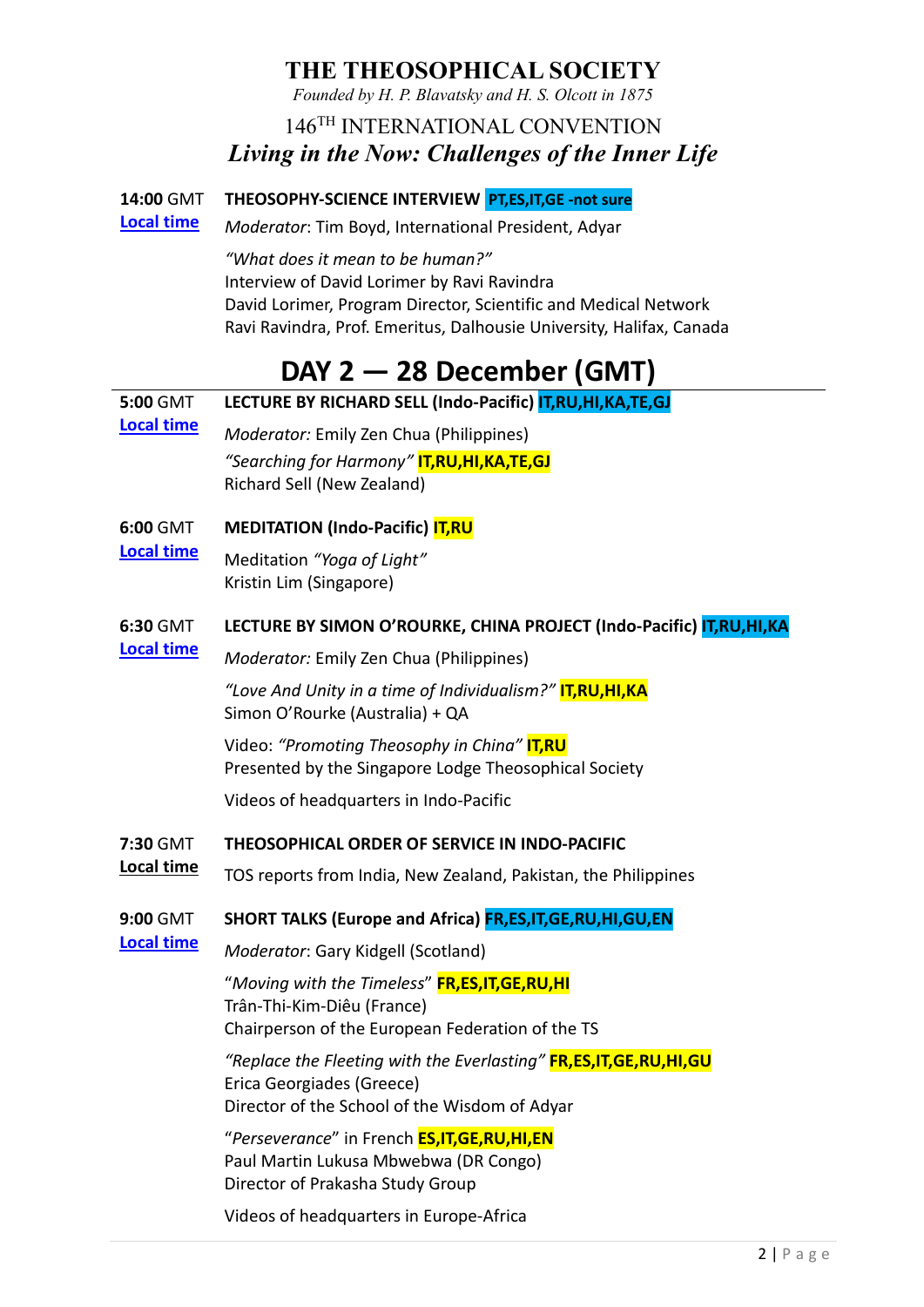# THE THEOSOPHICAL SOCIETY

*Founded by H. P. Blavatsky and H. S. Olcott in 1875*

146TH INTERNATIONAL CONVENTION

***Living in the Now: Challenges of the Inner Life***

**14:00** GMT [Local time]

**THEOSOPHY-SCIENCE INTERVIEW** **PT,ES,IT,GE -not sure**

*Moderator*: Tim Boyd, International President, Adyar

*"What does it mean to be human?"*
Interview of David Lorimer by Ravi Ravindra
David Lorimer, Program Director, Scientific and Medical Network
Ravi Ravindra, Prof. Emeritus, Dalhousie University, Halifax, Canada

## DAY 2 — 28 December (GMT)

**5:00** GMT [Local time]

**LECTURE BY RICHARD SELL (Indo-Pacific)** **IT,RU,HI,KA,TE,GJ**

*Moderator:* Emily Zen Chua (Philippines)

*"Searching for Harmony"* **IT,RU,HI,KA,TE,GJ**
Richard Sell (New Zealand)

**6:00** GMT [Local time]

**MEDITATION (Indo-Pacific)** **IT,RU**

Meditation *"Yoga of Light"*
Kristin Lim (Singapore)

**6:30** GMT [Local time]

**LECTURE BY SIMON O'ROURKE, CHINA PROJECT (Indo-Pacific)** **IT,RU,HI,KA**

*Moderator:* Emily Zen Chua (Philippines)

*"Love And Unity in a time of Individualism?"* **IT,RU,HI,KA**
Simon O'Rourke (Australia) + QA

Video: *"Promoting Theosophy in China"* **IT,RU**
Presented by the Singapore Lodge Theosophical Society

Videos of headquarters in Indo-Pacific

**7:30** GMT **Local time**

**THEOSOPHICAL ORDER OF SERVICE IN INDO-PACIFIC**

TOS reports from India, New Zealand, Pakistan, the Philippines

**9:00** GMT [Local time]

**SHORT TALKS (Europe and Africa)** **FR,ES,IT,GE,RU,HI,GU,EN**

*Moderator*: Gary Kidgell (Scotland)

"*Moving with the Timeless*" **FR,ES,IT,GE,RU,HI**
Trân-Thi-Kim-Diêu (France)
Chairperson of the European Federation of the TS

*"Replace the Fleeting with the Everlasting"* **FR,ES,IT,GE,RU,HI,GU**
Erica Georgiades (Greece)
Director of the School of the Wisdom of Adyar

"*Perseverance*" in French **ES,IT,GE,RU,HI,EN**
Paul Martin Lukusa Mbwebwa (DR Congo)
Director of Prakasha Study Group

Videos of headquarters in Europe-Africa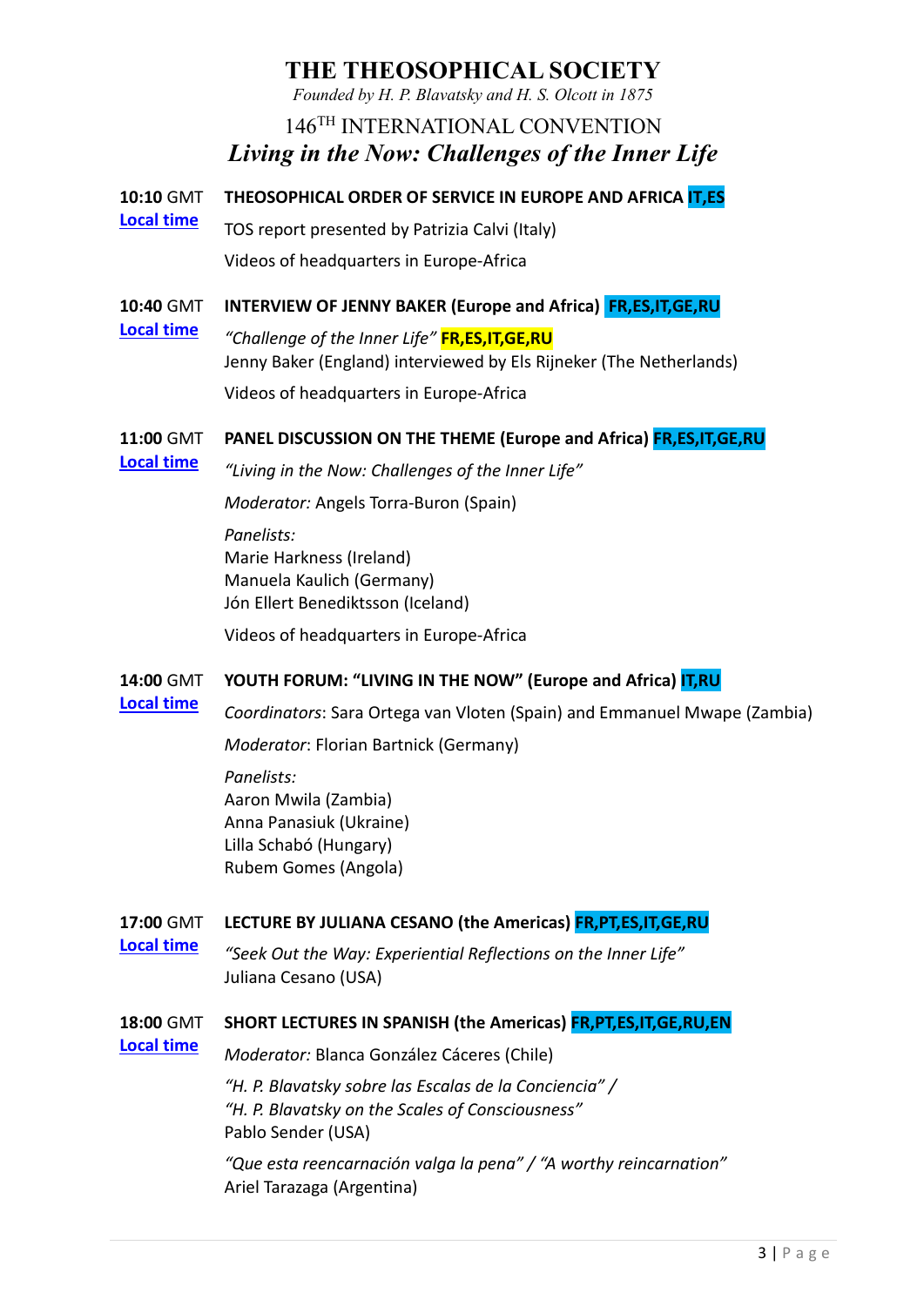# THE THEOSOPHICAL SOCIETY

*Founded by H. P. Blavatsky and H. S. Olcott in 1875*

## 146TH INTERNATIONAL CONVENTION

## *Living in the Now: Challenges of the Inner Life*

**10:10** GMT **THEOSOPHICAL ORDER OF SERVICE IN EUROPE AND AFRICA IT,ES**

Local time

TOS report presented by Patrizia Calvi (Italy)

Videos of headquarters in Europe-Africa

**10:40** GMT **INTERVIEW OF JENNY BAKER (Europe and Africa) FR,ES,IT,GE,RU**

Local time

*"Challenge of the Inner Life"* **FR,ES,IT,GE,RU**
Jenny Baker (England) interviewed by Els Rijneker (The Netherlands)

Videos of headquarters in Europe-Africa

**11:00** GMT **PANEL DISCUSSION ON THE THEME (Europe and Africa) FR,ES,IT,GE,RU**

Local time

*"Living in the Now: Challenges of the Inner Life"*

*Moderator:* Angels Torra-Buron (Spain)

*Panelists:*
Marie Harkness (Ireland)
Manuela Kaulich (Germany)
Jón Ellert Benediktsson (Iceland)

Videos of headquarters in Europe-Africa

**14:00** GMT **YOUTH FORUM: "LIVING IN THE NOW" (Europe and Africa) IT,RU**

Local time

*Coordinators*: Sara Ortega van Vloten (Spain) and Emmanuel Mwape (Zambia)

*Moderator*: Florian Bartnick (Germany)

*Panelists:*
Aaron Mwila (Zambia)
Anna Panasiuk (Ukraine)
Lilla Schabó (Hungary)
Rubem Gomes (Angola)

**17:00** GMT **LECTURE BY JULIANA CESANO (the Americas) FR,PT,ES,IT,GE,RU**

Local time

*"Seek Out the Way: Experiential Reflections on the Inner Life"*
Juliana Cesano (USA)

**18:00** GMT **SHORT LECTURES IN SPANISH (the Americas) FR,PT,ES,IT,GE,RU,EN**

Local time

*Moderator:* Blanca González Cáceres (Chile)

*"H. P. Blavatsky sobre las Escalas de la Conciencia" /*
*"H. P. Blavatsky on the Scales of Consciousness"*
Pablo Sender (USA)

*"Que esta reencarnación valga la pena" / "A worthy reincarnation"*
Ariel Tarazaga (Argentina)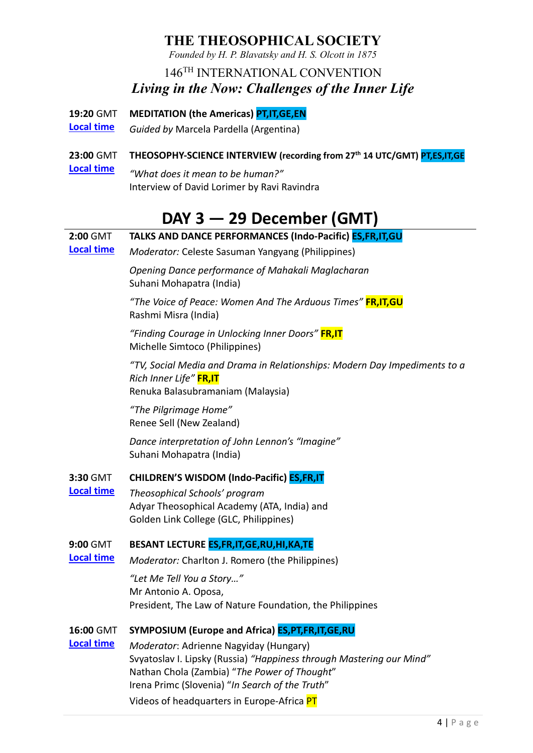# THE THEOSOPHICAL SOCIETY

*Founded by H. P. Blavatsky and H. S. Olcott in 1875*

146TH INTERNATIONAL CONVENTION

***Living in the Now: Challenges of the Inner Life***

**19:20** GMT **MEDITATION (the Americas)** **PT,IT,GE,EN**
Local time
*Guided by* Marcela Pardella (Argentina)

**23:00** GMT **THEOSOPHY-SCIENCE INTERVIEW (recording from 27th 14 UTC/GMT)** **PT,ES,IT,GE**
Local time
*"What does it mean to be human?"*
Interview of David Lorimer by Ravi Ravindra

## DAY 3 — 29 December (GMT)

**2:00** GMT **TALKS AND DANCE PERFORMANCES (Indo-Pacific)** **ES,FR,IT,GU**
Local time
*Moderator:* Celeste Sasuman Yangyang (Philippines)

*Opening Dance performance of Mahakali Maglacharan*
Suhani Mohapatra (India)

*"The Voice of Peace: Women And The Arduous Times"* **FR,IT,GU**
Rashmi Misra (India)

*"Finding Courage in Unlocking Inner Doors"* **FR,IT**
Michelle Simtoco (Philippines)

*"TV, Social Media and Drama in Relationships: Modern Day Impediments to a Rich Inner Life"* **FR,IT**
Renuka Balasubramaniam (Malaysia)

*"The Pilgrimage Home"*
Renee Sell (New Zealand)

*Dance interpretation of John Lennon's "Imagine"*
Suhani Mohapatra (India)

**3:30** GMT **CHILDREN'S WISDOM (Indo-Pacific)** **ES,FR,IT**
Local time
*Theosophical Schools' program*
Adyar Theosophical Academy (ATA, India) and
Golden Link College (GLC, Philippines)

**9:00** GMT **BESANT LECTURE** **ES,FR,IT,GE,RU,HI,KA,TE**
Local time
*Moderator:* Charlton J. Romero (the Philippines)

*"Let Me Tell You a Story…"*
Mr Antonio A. Oposa,
President, The Law of Nature Foundation, the Philippines

**16:00** GMT **SYMPOSIUM (Europe and Africa)** **ES,PT,FR,IT,GE,RU**
Local time
*Moderator*: Adrienne Nagyiday (Hungary)
Svyatoslav I. Lipsky (Russia) *"Happiness through Mastering our Mind"*
Nathan Chola (Zambia) "*The Power of Thought*"
Irena Primc (Slovenia) "*In Search of the Truth*"
Videos of headquarters in Europe-Africa **PT**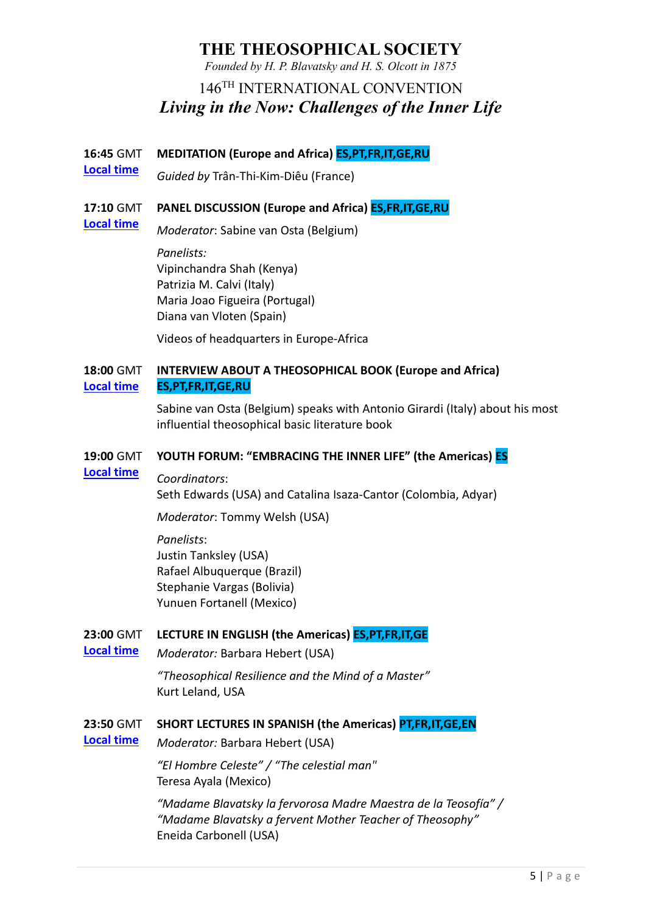# THE THEOSOPHICAL SOCIETY

*Founded by H. P. Blavatsky and H. S. Olcott in 1875*

## 146TH INTERNATIONAL CONVENTION

## *Living in the Now: Challenges of the Inner Life*

**16:45** GMT **MEDITATION (Europe and Africa) ES,PT,FR,IT,GE,RU**
Local time

*Guided by* Trân-Thi-Kim-Diêu (France)

**17:10** GMT **PANEL DISCUSSION (Europe and Africa) ES,FR,IT,GE,RU**
Local time

*Moderator*: Sabine van Osta (Belgium)

*Panelists:*
Vipinchandra Shah (Kenya)
Patrizia M. Calvi (Italy)
Maria Joao Figueira (Portugal)
Diana van Vloten (Spain)

Videos of headquarters in Europe-Africa

**18:00** GMT **INTERVIEW ABOUT A THEOSOPHICAL BOOK (Europe and Africa) ES,PT,FR,IT,GE,RU**
Local time

Sabine van Osta (Belgium) speaks with Antonio Girardi (Italy) about his most influential theosophical basic literature book

**19:00** GMT **YOUTH FORUM: "EMBRACING THE INNER LIFE" (the Americas) ES**
Local time

*Coordinators*:
Seth Edwards (USA) and Catalina Isaza-Cantor (Colombia, Adyar)

*Moderator*: Tommy Welsh (USA)

*Panelists*:
Justin Tanksley (USA)
Rafael Albuquerque (Brazil)
Stephanie Vargas (Bolivia)
Yunuen Fortanell (Mexico)

**23:00** GMT **LECTURE IN ENGLISH (the Americas) ES,PT,FR,IT,GE**
Local time

*Moderator:* Barbara Hebert (USA)

*"Theosophical Resilience and the Mind of a Master"*
Kurt Leland, USA

**23:50** GMT **SHORT LECTURES IN SPANISH (the Americas) PT,FR,IT,GE,EN**
Local time

*Moderator:* Barbara Hebert (USA)

*"El Hombre Celeste" / "The celestial man"*
Teresa Ayala (Mexico)

*"Madame Blavatsky la fervorosa Madre Maestra de la Teosofía" / "Madame Blavatsky a fervent Mother Teacher of Theosophy"*
Eneida Carbonell (USA)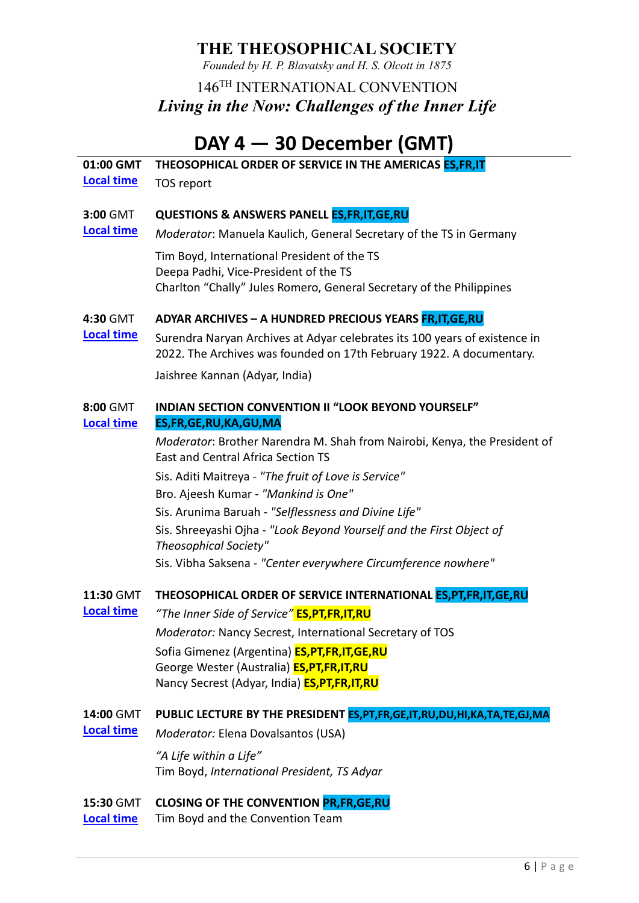# THE THEOSOPHICAL SOCIETY

*Founded by H. P. Blavatsky and H. S. Olcott in 1875*

146TH INTERNATIONAL CONVENTION

***Living in the Now: Challenges of the Inner Life***

## DAY 4 — 30 December (GMT)

**01:00 GMT** [Local time]
**THEOSOPHICAL ORDER OF SERVICE IN THE AMERICAS ES,FR,IT**
TOS report

**3:00 GMT** [Local time]
**QUESTIONS & ANSWERS PANELL ES,FR,IT,GE,RU**
*Moderator*: Manuela Kaulich, General Secretary of the TS in Germany

Tim Boyd, International President of the TS
Deepa Padhi, Vice-President of the TS
Charlton "Chally" Jules Romero, General Secretary of the Philippines

**4:30 GMT** [Local time]
**ADYAR ARCHIVES – A HUNDRED PRECIOUS YEARS FR,IT,GE,RU**
Surendra Naryan Archives at Adyar celebrates its 100 years of existence in 2022. The Archives was founded on 17th February 1922. A documentary.

Jaishree Kannan (Adyar, India)

**8:00 GMT** [Local time]
**INDIAN SECTION CONVENTION II "LOOK BEYOND YOURSELF" ES,FR,GE,RU,KA,GU,MA**
*Moderator*: Brother Narendra M. Shah from Nairobi, Kenya, the President of East and Central Africa Section TS

Sis. Aditi Maitreya - *"The fruit of Love is Service"*
Bro. Ajeesh Kumar - *"Mankind is One"*
Sis. Arunima Baruah - *"Selflessness and Divine Life"*
Sis. Shreeyashi Ojha - *"Look Beyond Yourself and the First Object of Theosophical Society"*
Sis. Vibha Saksena - *"Center everywhere Circumference nowhere"*

**11:30 GMT** [Local time]
**THEOSOPHICAL ORDER OF SERVICE INTERNATIONAL ES,PT,FR,IT,GE,RU**
*"The Inner Side of Service"* **ES,PT,FR,IT,RU**
*Moderator:* Nancy Secrest, International Secretary of TOS

Sofia Gimenez (Argentina) **ES,PT,FR,IT,GE,RU**
George Wester (Australia) **ES,PT,FR,IT,RU**
Nancy Secrest (Adyar, India) **ES,PT,FR,IT,RU**

**14:00 GMT** [Local time]
**PUBLIC LECTURE BY THE PRESIDENT ES,PT,FR,GE,IT,RU,DU,HI,KA,TA,TE,GJ,MA**
*Moderator:* Elena Dovalsantos (USA)

*"A Life within a Life"*
Tim Boyd, *International President, TS Adyar*

**15:30 GMT** [Local time]
**CLOSING OF THE CONVENTION PR,FR,GE,RU**
Tim Boyd and the Convention Team